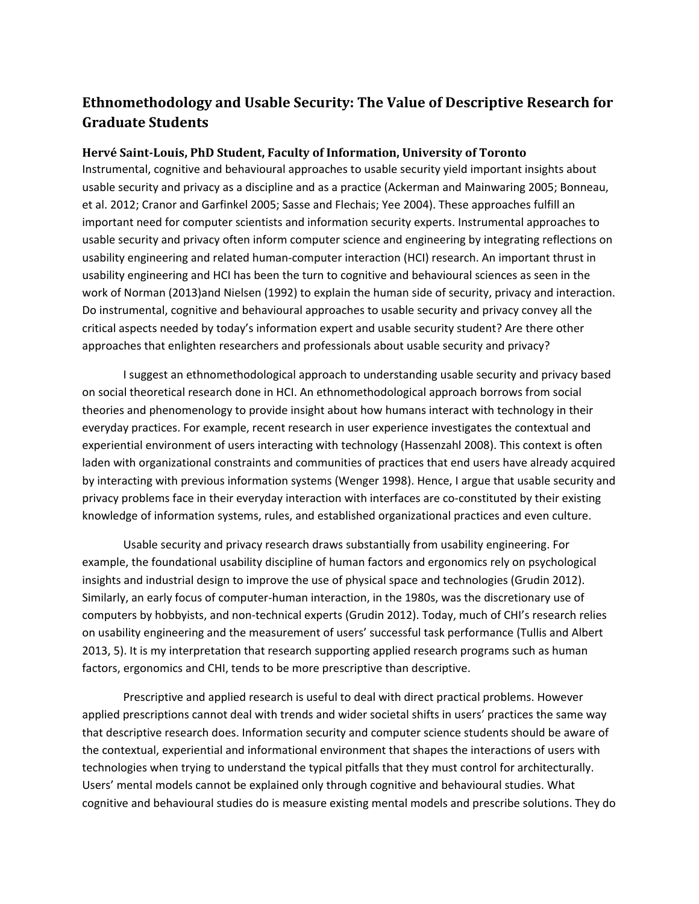# Ethnomethodology and Usable Security: The Value of Descriptive Research for Graduate Students

**Hervé Saint-Louis, PhD Student, Faculty of Information, University of Toronto**

Instrumental, cognitive and behavioural approaches to usable security yield important insights about usable security and privacy as a discipline and as a practice (Ackerman and Mainwaring 2005; Bonneau, et al. 2012; Cranor and Garfinkel 2005; Sasse and Flechais; Yee 2004). These approaches fulfill an important need for computer scientists and information security experts. Instrumental approaches to usable security and privacy often inform computer science and engineering by integrating reflections on usability engineering and related human-computer interaction (HCI) research. An important thrust in usability engineering and HCI has been the turn to cognitive and behavioural sciences as seen in the work of Norman (2013)and Nielsen (1992) to explain the human side of security, privacy and interaction. Do instrumental, cognitive and behavioural approaches to usable security and privacy convey all the critical aspects needed by today's information expert and usable security student? Are there other approaches that enlighten researchers and professionals about usable security and privacy?

I suggest an ethnomethodological approach to understanding usable security and privacy based on social theoretical research done in HCI. An ethnomethodological approach borrows from social theories and phenomenology to provide insight about how humans interact with technology in their everyday practices. For example, recent research in user experience investigates the contextual and experiential environment of users interacting with technology (Hassenzahl 2008). This context is often laden with organizational constraints and communities of practices that end users have already acquired by interacting with previous information systems (Wenger 1998). Hence, I argue that usable security and privacy problems face in their everyday interaction with interfaces are co-constituted by their existing knowledge of information systems, rules, and established organizational practices and even culture.

Usable security and privacy research draws substantially from usability engineering. For example, the foundational usability discipline of human factors and ergonomics rely on psychological insights and industrial design to improve the use of physical space and technologies (Grudin 2012). Similarly, an early focus of computer-human interaction, in the 1980s, was the discretionary use of computers by hobbyists, and non-technical experts (Grudin 2012). Today, much of CHI's research relies on usability engineering and the measurement of users' successful task performance (Tullis and Albert 2013, 5). It is my interpretation that research supporting applied research programs such as human factors, ergonomics and CHI, tends to be more prescriptive than descriptive.

Prescriptive and applied research is useful to deal with direct practical problems. However applied prescriptions cannot deal with trends and wider societal shifts in users' practices the same way that descriptive research does. Information security and computer science students should be aware of the contextual, experiential and informational environment that shapes the interactions of users with technologies when trying to understand the typical pitfalls that they must control for architecturally. Users' mental models cannot be explained only through cognitive and behavioural studies. What cognitive and behavioural studies do is measure existing mental models and prescribe solutions. They do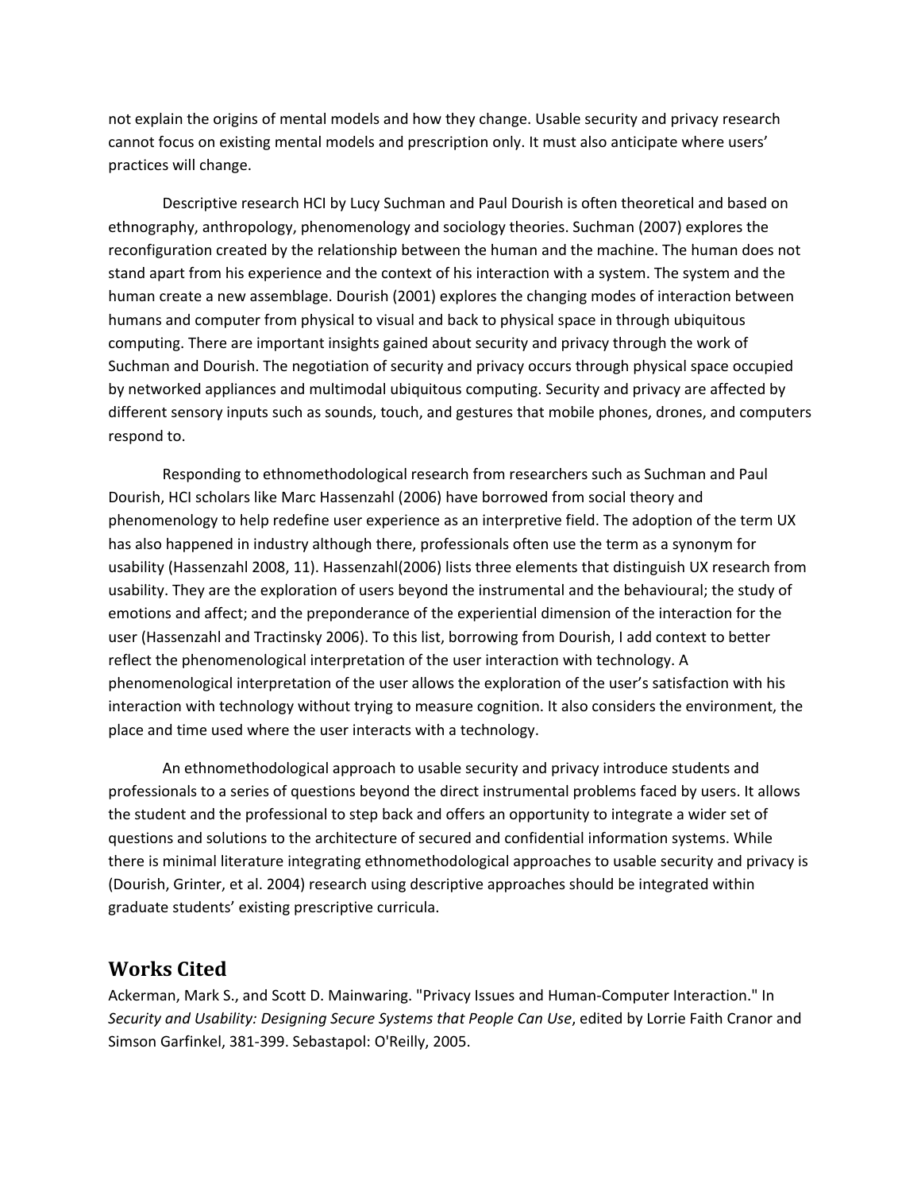not explain the origins of mental models and how they change. Usable security and privacy research cannot focus on existing mental models and prescription only. It must also anticipate where users' practices will change.

Descriptive research HCI by Lucy Suchman and Paul Dourish is often theoretical and based on ethnography, anthropology, phenomenology and sociology theories. Suchman (2007) explores the reconfiguration created by the relationship between the human and the machine. The human does not stand apart from his experience and the context of his interaction with a system. The system and the human create a new assemblage. Dourish (2001) explores the changing modes of interaction between humans and computer from physical to visual and back to physical space in through ubiquitous computing. There are important insights gained about security and privacy through the work of Suchman and Dourish. The negotiation of security and privacy occurs through physical space occupied by networked appliances and multimodal ubiquitous computing. Security and privacy are affected by different sensory inputs such as sounds, touch, and gestures that mobile phones, drones, and computers respond to.

Responding to ethnomethodological research from researchers such as Suchman and Paul Dourish, HCI scholars like Marc Hassenzahl (2006) have borrowed from social theory and phenomenology to help redefine user experience as an interpretive field. The adoption of the term UX has also happened in industry although there, professionals often use the term as a synonym for usability (Hassenzahl 2008, 11). Hassenzahl(2006) lists three elements that distinguish UX research from usability. They are the exploration of users beyond the instrumental and the behavioural; the study of emotions and affect; and the preponderance of the experiential dimension of the interaction for the user (Hassenzahl and Tractinsky 2006). To this list, borrowing from Dourish, I add context to better reflect the phenomenological interpretation of the user interaction with technology. A phenomenological interpretation of the user allows the exploration of the user's satisfaction with his interaction with technology without trying to measure cognition. It also considers the environment, the place and time used where the user interacts with a technology.

An ethnomethodological approach to usable security and privacy introduce students and professionals to a series of questions beyond the direct instrumental problems faced by users. It allows the student and the professional to step back and offers an opportunity to integrate a wider set of questions and solutions to the architecture of secured and confidential information systems. While there is minimal literature integrating ethnomethodological approaches to usable security and privacy is (Dourish, Grinter, et al. 2004) research using descriptive approaches should be integrated within graduate students' existing prescriptive curricula.

## Works Cited

Ackerman, Mark S., and Scott D. Mainwaring. "Privacy Issues and Human-Computer Interaction." In *Security and Usability: Designing Secure Systems that People Can Use*, edited by Lorrie Faith Cranor and Simson Garfinkel, 381-399. Sebastapol: O'Reilly, 2005.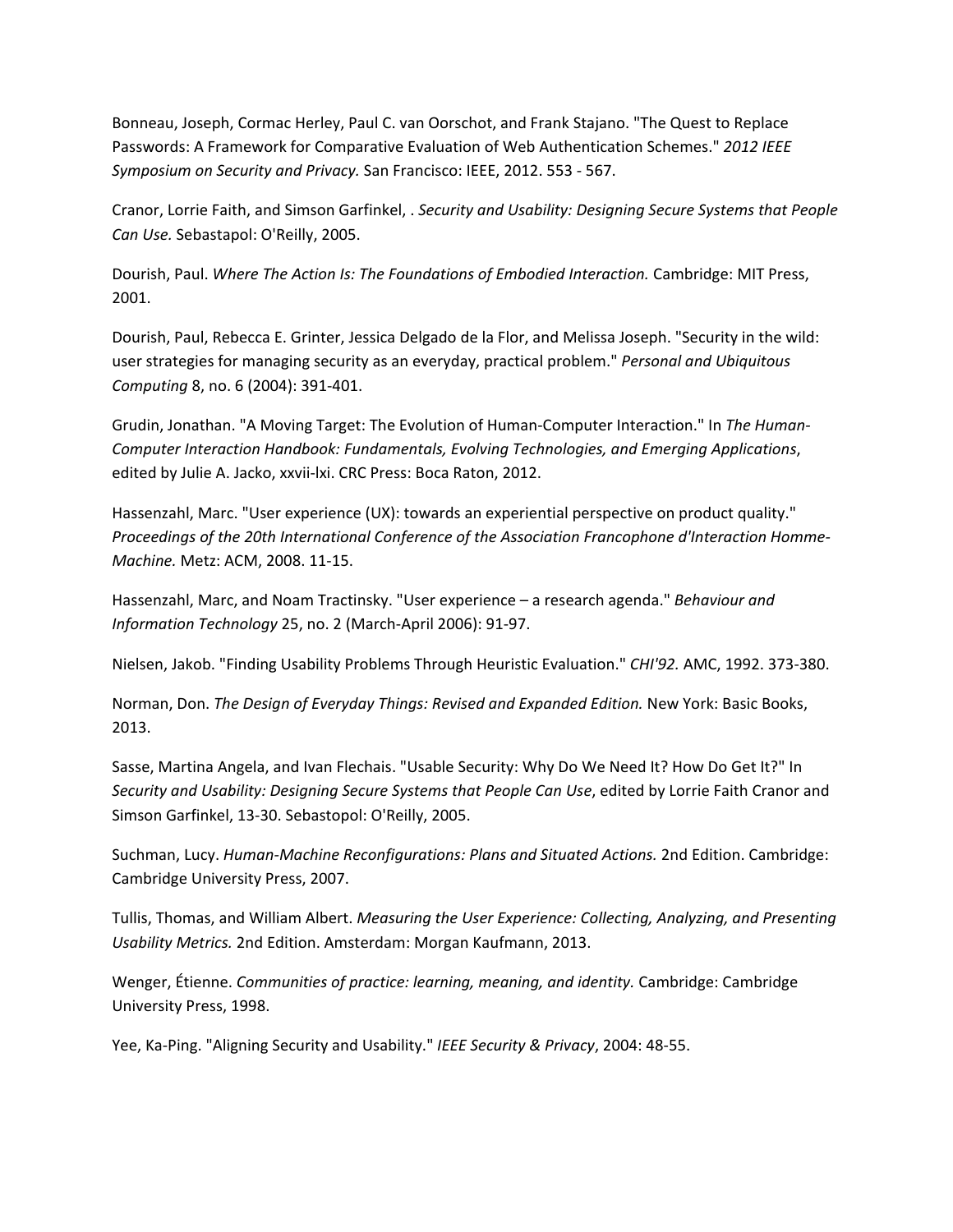Bonneau, Joseph, Cormac Herley, Paul C. van Oorschot, and Frank Stajano. "The Quest to Replace Passwords: A Framework for Comparative Evaluation of Web Authentication Schemes." *2012 IEEE Symposium on Security and Privacy.* San Francisco: IEEE, 2012. 553 - 567.

Cranor, Lorrie Faith, and Simson Garfinkel, . *Security and Usability: Designing Secure Systems that People Can Use.* Sebastapol: O'Reilly, 2005.

Dourish, Paul. *Where The Action Is: The Foundations of Embodied Interaction.* Cambridge: MIT Press, 2001.

Dourish, Paul, Rebecca E. Grinter, Jessica Delgado de la Flor, and Melissa Joseph. "Security in the wild: user strategies for managing security as an everyday, practical problem." *Personal and Ubiquitous Computing* 8, no. 6 (2004): 391-401.

Grudin, Jonathan. "A Moving Target: The Evolution of Human-Computer Interaction." In *The Human-Computer Interaction Handbook: Fundamentals, Evolving Technologies, and Emerging Applications*, edited by Julie A. Jacko, xxvii-lxi. CRC Press: Boca Raton, 2012.

Hassenzahl, Marc. "User experience (UX): towards an experiential perspective on product quality." *Proceedings of the 20th International Conference of the Association Francophone d'Interaction Homme-Machine.* Metz: ACM, 2008. 11-15.

Hassenzahl, Marc, and Noam Tractinsky. "User experience – a research agenda." *Behaviour and Information Technology* 25, no. 2 (March-April 2006): 91-97.

Nielsen, Jakob. "Finding Usability Problems Through Heuristic Evaluation." *CHI'92.* AMC, 1992. 373-380.

Norman, Don. *The Design of Everyday Things: Revised and Expanded Edition.* New York: Basic Books, 2013.

Sasse, Martina Angela, and Ivan Flechais. "Usable Security: Why Do We Need It? How Do Get It?" In *Security and Usability: Designing Secure Systems that People Can Use*, edited by Lorrie Faith Cranor and Simson Garfinkel, 13-30. Sebastopol: O'Reilly, 2005.

Suchman, Lucy. *Human-Machine Reconfigurations: Plans and Situated Actions.* 2nd Edition. Cambridge: Cambridge University Press, 2007.

Tullis, Thomas, and William Albert. *Measuring the User Experience: Collecting, Analyzing, and Presenting Usability Metrics.* 2nd Edition. Amsterdam: Morgan Kaufmann, 2013.

Wenger, Étienne. *Communities of practice: learning, meaning, and identity.* Cambridge: Cambridge University Press, 1998.

Yee, Ka-Ping. "Aligning Security and Usability." *IEEE Security & Privacy*, 2004: 48-55.